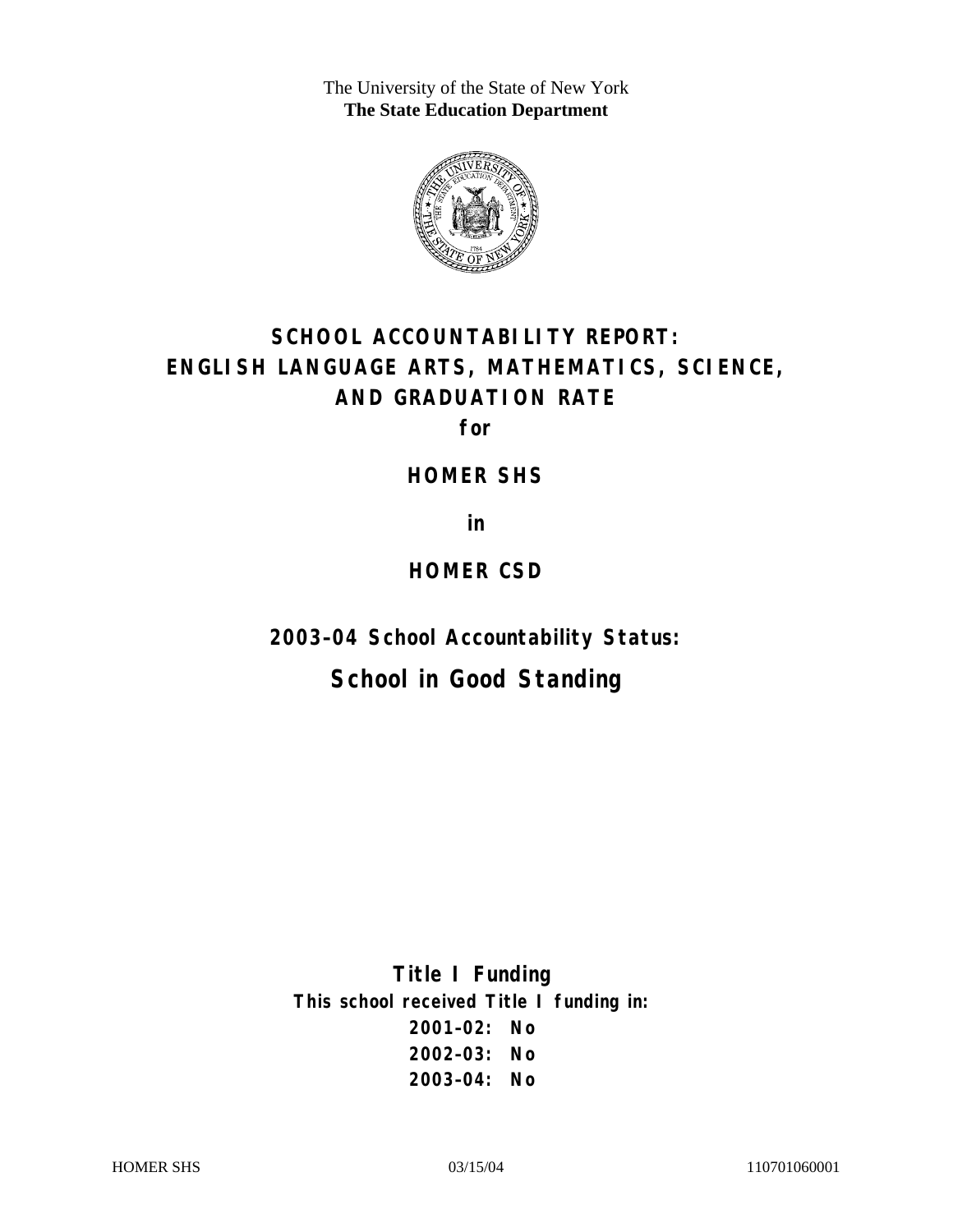The University of the State of New York
**The State Education Department**

# SCHOOL ACCOUNTABILITY REPORT: ENGLISH LANGUAGE ARTS, MATHEMATICS, SCIENCE, AND GRADUATION RATE

**for**

## HOMER SHS

**in**

## HOMER CSD

### 2003–04 School Accountability Status:

## School in Good Standing

### Title I Funding

**This school received Title I funding in:**

**2001–02: No**

**2002–03: No**

**2003–04: No**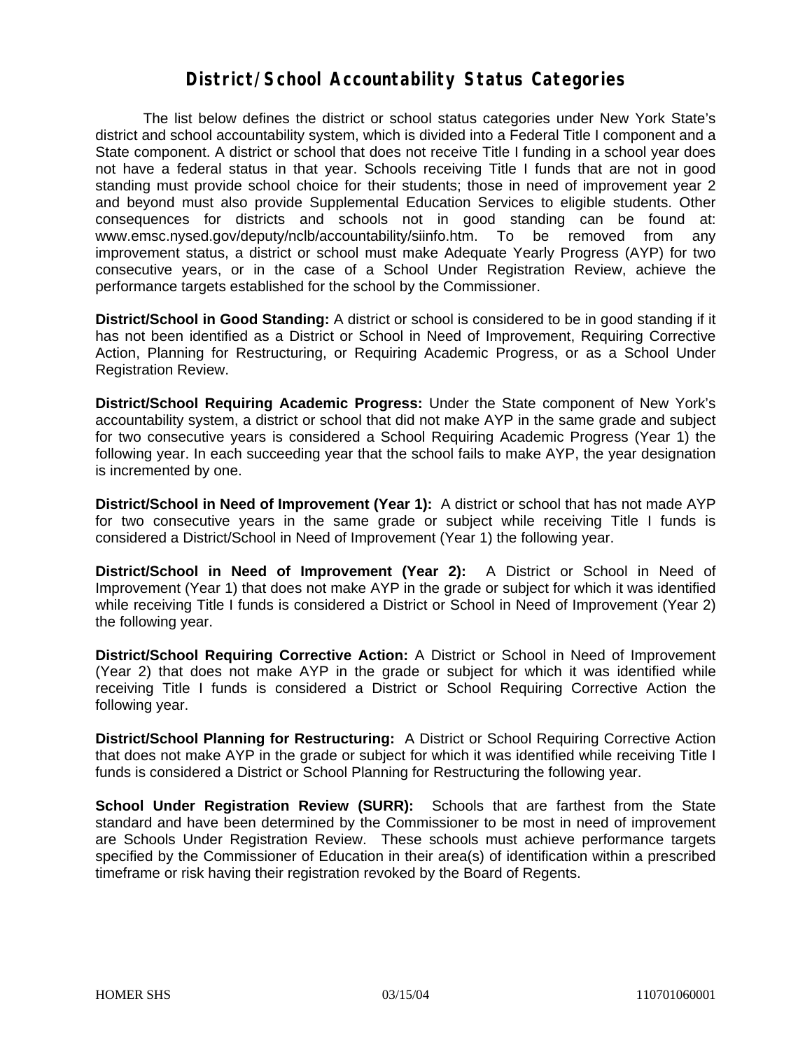# District/School Accountability Status Categories

The list below defines the district or school status categories under New York State's district and school accountability system, which is divided into a Federal Title I component and a State component. A district or school that does not receive Title I funding in a school year does not have a federal status in that year. Schools receiving Title I funds that are not in good standing must provide school choice for their students; those in need of improvement year 2 and beyond must also provide Supplemental Education Services to eligible students. Other consequences for districts and schools not in good standing can be found at: www.emsc.nysed.gov/deputy/nclb/accountability/siinfo.htm. To be removed from any improvement status, a district or school must make Adequate Yearly Progress (AYP) for two consecutive years, or in the case of a School Under Registration Review, achieve the performance targets established for the school by the Commissioner.

**District/School in Good Standing:** A district or school is considered to be in good standing if it has not been identified as a District or School in Need of Improvement, Requiring Corrective Action, Planning for Restructuring, or Requiring Academic Progress, or as a School Under Registration Review.

**District/School Requiring Academic Progress:** Under the State component of New York's accountability system, a district or school that did not make AYP in the same grade and subject for two consecutive years is considered a School Requiring Academic Progress (Year 1) the following year. In each succeeding year that the school fails to make AYP, the year designation is incremented by one.

**District/School in Need of Improvement (Year 1):** A district or school that has not made AYP for two consecutive years in the same grade or subject while receiving Title I funds is considered a District/School in Need of Improvement (Year 1) the following year.

**District/School in Need of Improvement (Year 2):** A District or School in Need of Improvement (Year 1) that does not make AYP in the grade or subject for which it was identified while receiving Title I funds is considered a District or School in Need of Improvement (Year 2) the following year.

**District/School Requiring Corrective Action:** A District or School in Need of Improvement (Year 2) that does not make AYP in the grade or subject for which it was identified while receiving Title I funds is considered a District or School Requiring Corrective Action the following year.

**District/School Planning for Restructuring:** A District or School Requiring Corrective Action that does not make AYP in the grade or subject for which it was identified while receiving Title I funds is considered a District or School Planning for Restructuring the following year.

**School Under Registration Review (SURR):** Schools that are farthest from the State standard and have been determined by the Commissioner to be most in need of improvement are Schools Under Registration Review. These schools must achieve performance targets specified by the Commissioner of Education in their area(s) of identification within a prescribed timeframe or risk having their registration revoked by the Board of Regents.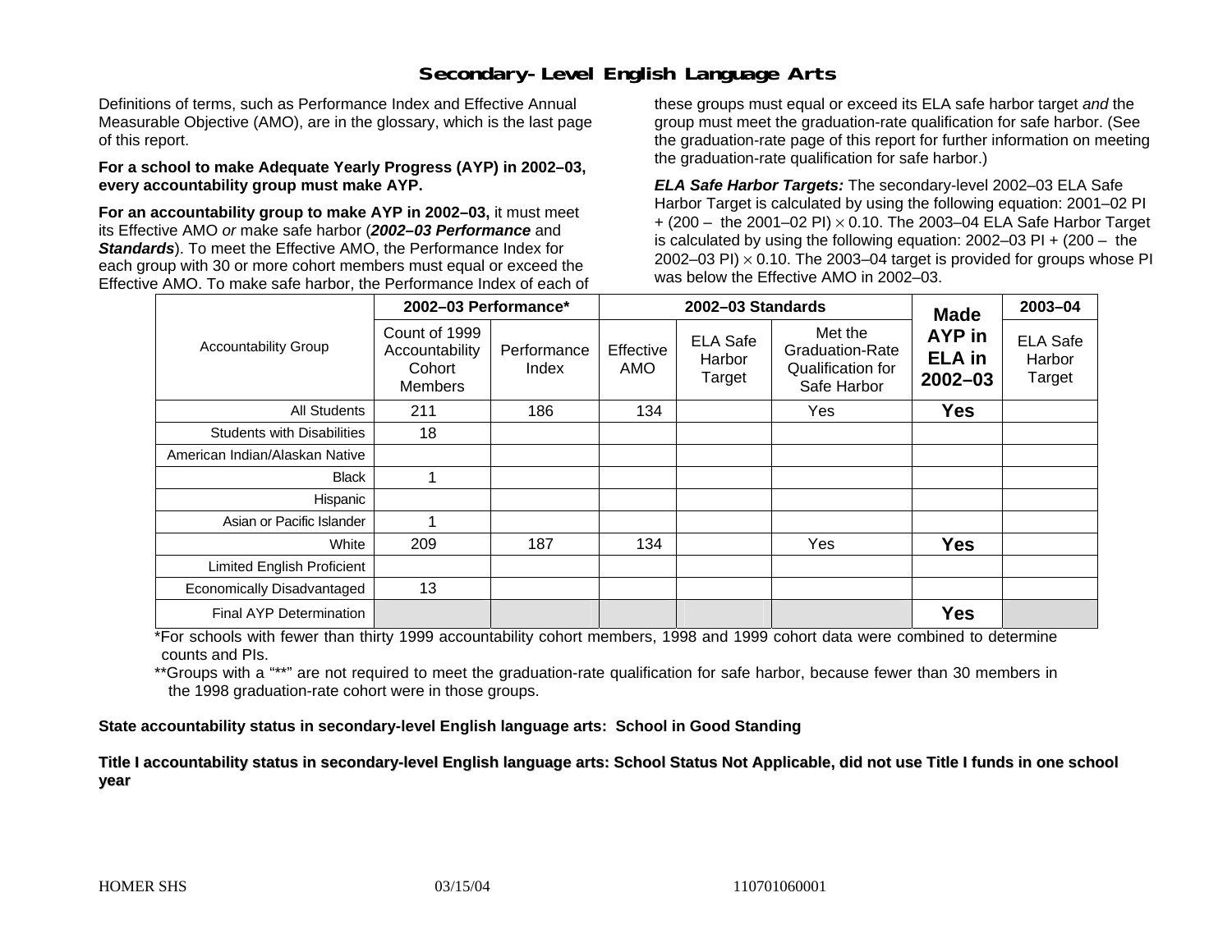# Secondary-Level English Language Arts

Definitions of terms, such as Performance Index and Effective Annual Measurable Objective (AMO), are in the glossary, which is the last page of this report.

**For a school to make Adequate Yearly Progress (AYP) in 2002–03, every accountability group must make AYP.**

**For an accountability group to make AYP in 2002–03,** it must meet its Effective AMO *or* make safe harbor (***2002–03 Performance*** and ***Standards***). To meet the Effective AMO, the Performance Index for each group with 30 or more cohort members must equal or exceed the Effective AMO. To make safe harbor, the Performance Index of each of these groups must equal or exceed its ELA safe harbor target *and* the group must meet the graduation-rate qualification for safe harbor. (See the graduation-rate page of this report for further information on meeting the graduation-rate qualification for safe harbor.)

***ELA Safe Harbor Targets:*** The secondary-level 2002–03 ELA Safe Harbor Target is calculated by using the following equation: 2001–02 PI + (200 – the 2001–02 PI) $\times$ 0.10. The 2003–04 ELA Safe Harbor Target is calculated by using the following equation: 2002–03 PI + (200 – the 2002–03 PI) $\times$ 0.10. The 2003–04 target is provided for groups whose PI was below the Effective AMO in 2002–03.

| Accountability Group | 2002–03 Performance* | | 2002–03 Standards | | | Made AYP in ELA in 2002–03 | 2003–04 |
|---|---|---|---|---|---|---|---|
| | Count of 1999 Accountability Cohort Members | Performance Index | Effective AMO | ELA Safe Harbor Target | Met the Graduation-Rate Qualification for Safe Harbor | | ELA Safe Harbor Target |
| All Students | 211 | 186 | 134 | | Yes | **Yes** | |
| Students with Disabilities | 18 | | | | | | |
| American Indian/Alaskan Native | | | | | | | |
| Black | 1 | | | | | | |
| Hispanic | | | | | | | |
| Asian or Pacific Islander | 1 | | | | | | |
| White | 209 | 187 | 134 | | Yes | **Yes** | |
| Limited English Proficient | | | | | | | |
| Economically Disadvantaged | 13 | | | | | | |
| Final AYP Determination | | | | | | **Yes** | |

*For schools with fewer than thirty 1999 accountability cohort members, 1998 and 1999 cohort data were combined to determine counts and PIs.

**Groups with a "**" are not required to meet the graduation-rate qualification for safe harbor, because fewer than 30 members in the 1998 graduation-rate cohort were in those groups.

**State accountability status in secondary-level English language arts: School in Good Standing**

**Title I accountability status in secondary-level English language arts: School Status Not Applicable, did not use Title I funds in one school year**

HOMER SHS 03/15/04 110701060001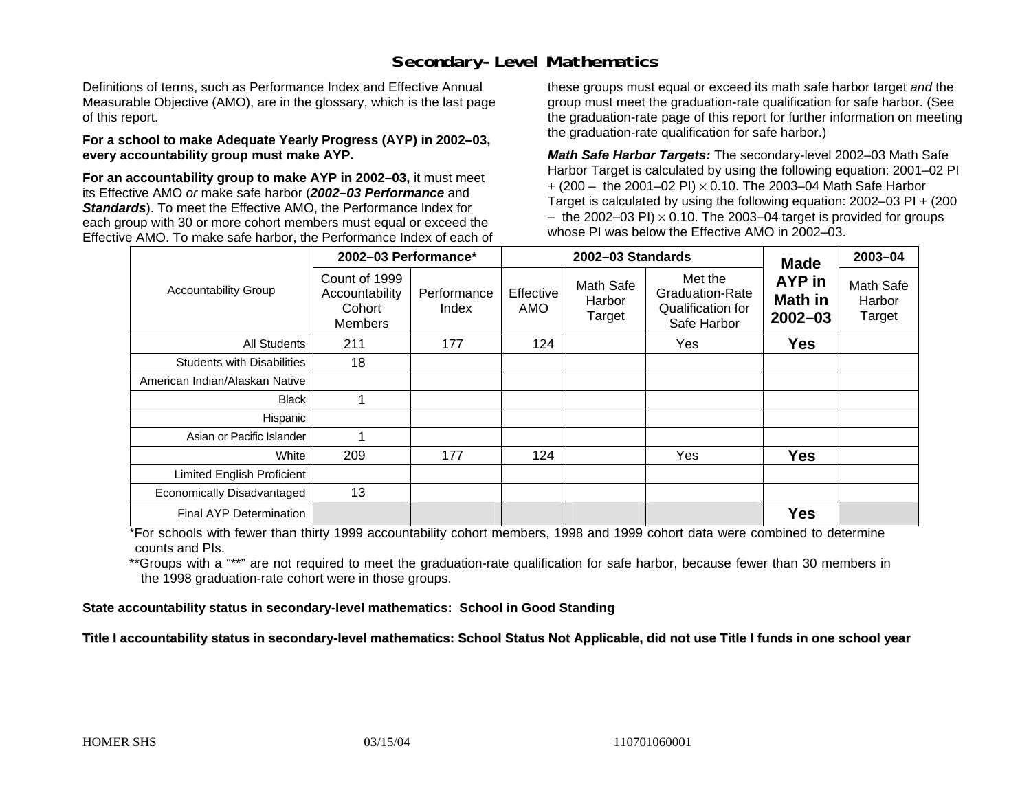# Secondary-Level Mathematics

Definitions of terms, such as Performance Index and Effective Annual Measurable Objective (AMO), are in the glossary, which is the last page of this report.

**For a school to make Adequate Yearly Progress (AYP) in 2002–03, every accountability group must make AYP.**

**For an accountability group to make AYP in 2002–03,** it must meet its Effective AMO *or* make safe harbor (***2002–03 Performance*** and ***Standards***). To meet the Effective AMO, the Performance Index for each group with 30 or more cohort members must equal or exceed the Effective AMO. To make safe harbor, the Performance Index of each of these groups must equal or exceed its math safe harbor target *and* the group must meet the graduation-rate qualification for safe harbor. (See the graduation-rate page of this report for further information on meeting the graduation-rate qualification for safe harbor.)

***Math Safe Harbor Targets:*** The secondary-level 2002–03 Math Safe Harbor Target is calculated by using the following equation: 2001–02 PI + (200 – the 2001–02 PI) $\times$ 0.10. The 2003–04 Math Safe Harbor Target is calculated by using the following equation: 2002–03 PI + (200 – the 2002–03 PI) $\times$ 0.10. The 2003–04 target is provided for groups whose PI was below the Effective AMO in 2002–03.

| Accountability Group | 2002–03 Performance* | | 2002–03 Standards | | | Made AYP in Math in 2002–03 | 2003–04 |
|---|---|---|---|---|---|---|---|
| | Count of 1999 Accountability Cohort Members | Performance Index | Effective AMO | Math Safe Harbor Target | Met the Graduation-Rate Qualification for Safe Harbor | | Math Safe Harbor Target |
| All Students | 211 | 177 | 124 | | Yes | **Yes** | |
| Students with Disabilities | 18 | | | | | | |
| American Indian/Alaskan Native | | | | | | | |
| Black | 1 | | | | | | |
| Hispanic | | | | | | | |
| Asian or Pacific Islander | 1 | | | | | | |
| White | 209 | 177 | 124 | | Yes | **Yes** | |
| Limited English Proficient | | | | | | | |
| Economically Disadvantaged | 13 | | | | | | |
| Final AYP Determination | | | | | | **Yes** | |

*For schools with fewer than thirty 1999 accountability cohort members, 1998 and 1999 cohort data were combined to determine counts and PIs.

**Groups with a "**" are not required to meet the graduation-rate qualification for safe harbor, because fewer than 30 members in the 1998 graduation-rate cohort were in those groups.

**State accountability status in secondary-level mathematics: School in Good Standing**

**Title I accountability status in secondary-level mathematics: School Status Not Applicable, did not use Title I funds in one school year**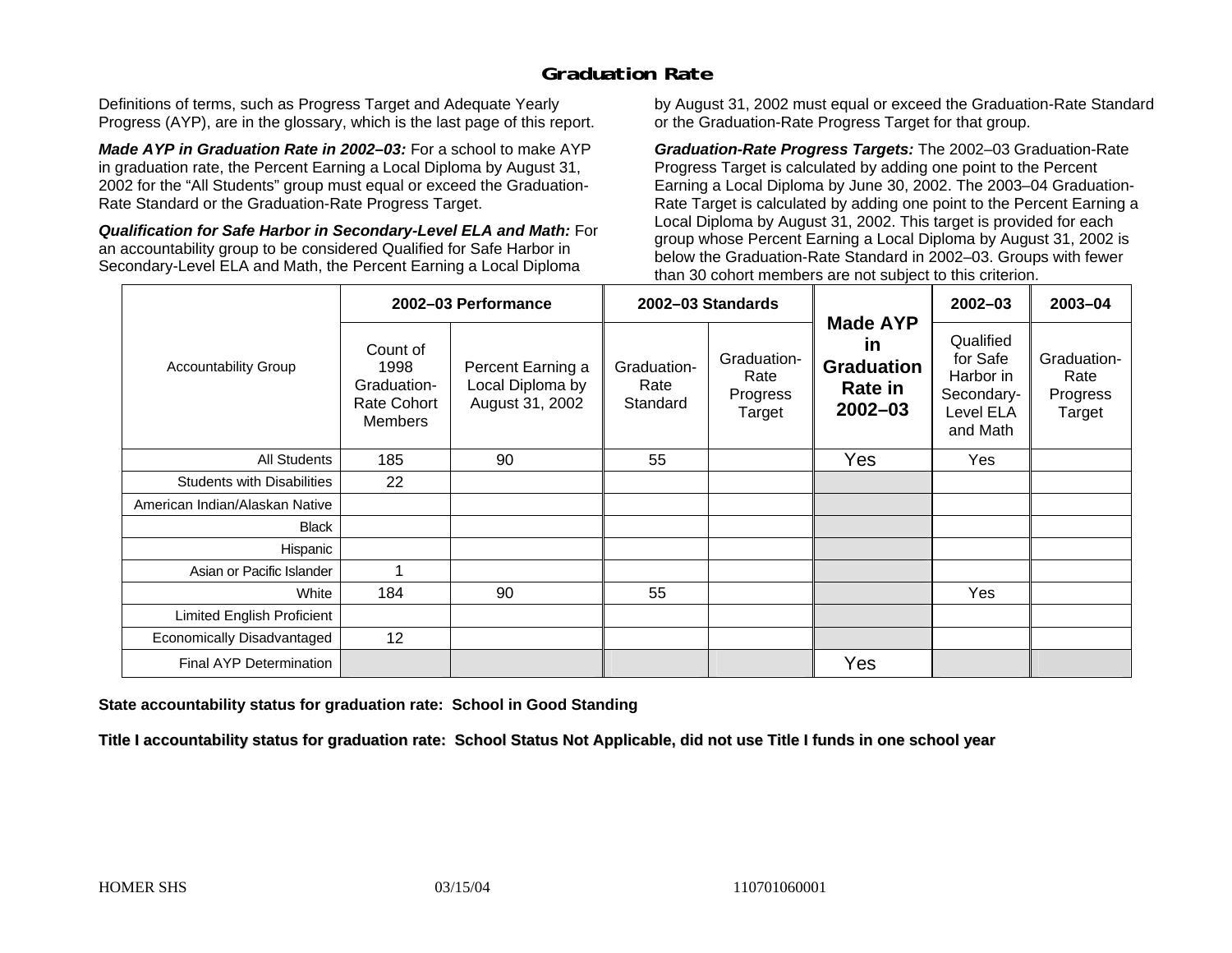# Graduation Rate

Definitions of terms, such as Progress Target and Adequate Yearly Progress (AYP), are in the glossary, which is the last page of this report.

***Made AYP in Graduation Rate in 2002–03:*** For a school to make AYP in graduation rate, the Percent Earning a Local Diploma by August 31, 2002 for the "All Students" group must equal or exceed the Graduation-Rate Standard or the Graduation-Rate Progress Target.

***Qualification for Safe Harbor in Secondary-Level ELA and Math:*** For an accountability group to be considered Qualified for Safe Harbor in Secondary-Level ELA and Math, the Percent Earning a Local Diploma by August 31, 2002 must equal or exceed the Graduation-Rate Standard or the Graduation-Rate Progress Target for that group.

***Graduation-Rate Progress Targets:*** The 2002–03 Graduation-Rate Progress Target is calculated by adding one point to the Percent Earning a Local Diploma by June 30, 2002. The 2003–04 Graduation-Rate Target is calculated by adding one point to the Percent Earning a Local Diploma by August 31, 2002. This target is provided for each group whose Percent Earning a Local Diploma by August 31, 2002 is below the Graduation-Rate Standard in 2002–03. Groups with fewer than 30 cohort members are not subject to this criterion.

| Accountability Group | 2002–03 Performance | | 2002–03 Standards | | Made AYP in Graduation Rate in 2002–03 | 2002–03 | 2003–04 |
|---|---|---|---|---|---|---|---|
| | Count of 1998 Graduation-Rate Cohort Members | Percent Earning a Local Diploma by August 31, 2002 | Graduation-Rate Standard | Graduation-Rate Progress Target | | Qualified for Safe Harbor in Secondary-Level ELA and Math | Graduation-Rate Progress Target |
| All Students | 185 | 90 | 55 | | Yes | Yes | |
| Students with Disabilities | 22 | | | | | | |
| American Indian/Alaskan Native | | | | | | | |
| Black | | | | | | | |
| Hispanic | | | | | | | |
| Asian or Pacific Islander | 1 | | | | | | |
| White | 184 | 90 | 55 | | | Yes | |
| Limited English Proficient | | | | | | | |
| Economically Disadvantaged | 12 | | | | | | |
| Final AYP Determination | | | | | Yes | | |

**State accountability status for graduation rate: School in Good Standing**

**Title I accountability status for graduation rate: School Status Not Applicable, did not use Title I funds in one school year**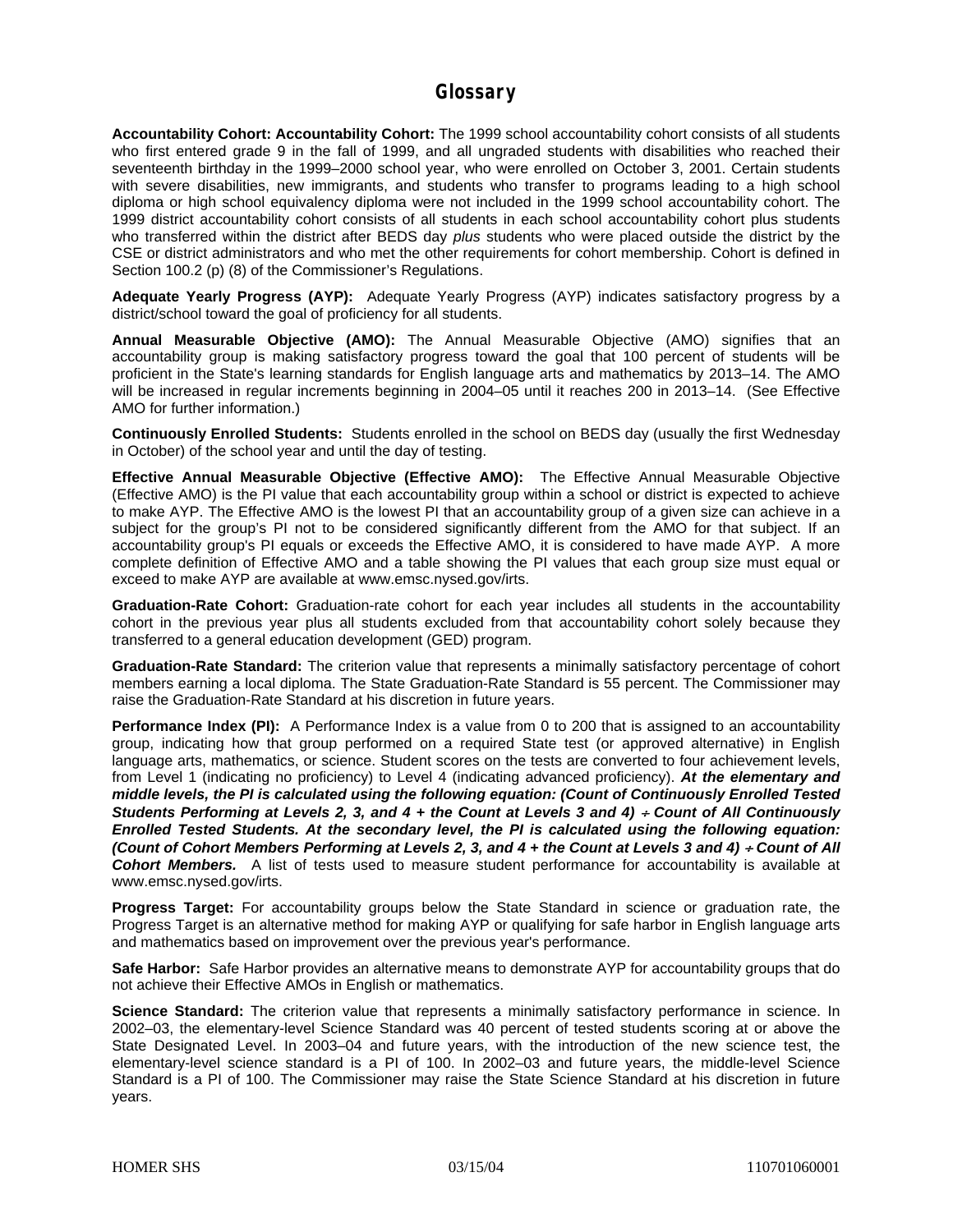# Glossary

**Accountability Cohort: Accountability Cohort:** The 1999 school accountability cohort consists of all students who first entered grade 9 in the fall of 1999, and all ungraded students with disabilities who reached their seventeenth birthday in the 1999–2000 school year, who were enrolled on October 3, 2001. Certain students with severe disabilities, new immigrants, and students who transfer to programs leading to a high school diploma or high school equivalency diploma were not included in the 1999 school accountability cohort. The 1999 district accountability cohort consists of all students in each school accountability cohort plus students who transferred within the district after BEDS day *plus* students who were placed outside the district by the CSE or district administrators and who met the other requirements for cohort membership. Cohort is defined in Section 100.2 (p) (8) of the Commissioner's Regulations.

**Adequate Yearly Progress (AYP):** Adequate Yearly Progress (AYP) indicates satisfactory progress by a district/school toward the goal of proficiency for all students.

**Annual Measurable Objective (AMO):** The Annual Measurable Objective (AMO) signifies that an accountability group is making satisfactory progress toward the goal that 100 percent of students will be proficient in the State's learning standards for English language arts and mathematics by 2013–14. The AMO will be increased in regular increments beginning in 2004–05 until it reaches 200 in 2013–14. (See Effective AMO for further information.)

**Continuously Enrolled Students:** Students enrolled in the school on BEDS day (usually the first Wednesday in October) of the school year and until the day of testing.

**Effective Annual Measurable Objective (Effective AMO):** The Effective Annual Measurable Objective (Effective AMO) is the PI value that each accountability group within a school or district is expected to achieve to make AYP. The Effective AMO is the lowest PI that an accountability group of a given size can achieve in a subject for the group's PI not to be considered significantly different from the AMO for that subject. If an accountability group's PI equals or exceeds the Effective AMO, it is considered to have made AYP. A more complete definition of Effective AMO and a table showing the PI values that each group size must equal or exceed to make AYP are available at www.emsc.nysed.gov/irts.

**Graduation-Rate Cohort:** Graduation-rate cohort for each year includes all students in the accountability cohort in the previous year plus all students excluded from that accountability cohort solely because they transferred to a general education development (GED) program.

**Graduation-Rate Standard:** The criterion value that represents a minimally satisfactory percentage of cohort members earning a local diploma. The State Graduation-Rate Standard is 55 percent. The Commissioner may raise the Graduation-Rate Standard at his discretion in future years.

**Performance Index (PI):** A Performance Index is a value from 0 to 200 that is assigned to an accountability group, indicating how that group performed on a required State test (or approved alternative) in English language arts, mathematics, or science. Student scores on the tests are converted to four achievement levels, from Level 1 (indicating no proficiency) to Level 4 (indicating advanced proficiency). ***At the elementary and middle levels, the PI is calculated using the following equation: (Count of Continuously Enrolled Tested Students Performing at Levels 2, 3, and 4 + the Count at Levels 3 and 4) ÷ Count of All Continuously Enrolled Tested Students. At the secondary level, the PI is calculated using the following equation: (Count of Cohort Members Performing at Levels 2, 3, and 4 + the Count at Levels 3 and 4) ÷ Count of All Cohort Members.*** A list of tests used to measure student performance for accountability is available at www.emsc.nysed.gov/irts.

**Progress Target:** For accountability groups below the State Standard in science or graduation rate, the Progress Target is an alternative method for making AYP or qualifying for safe harbor in English language arts and mathematics based on improvement over the previous year's performance.

**Safe Harbor:** Safe Harbor provides an alternative means to demonstrate AYP for accountability groups that do not achieve their Effective AMOs in English or mathematics.

**Science Standard:** The criterion value that represents a minimally satisfactory performance in science. In 2002–03, the elementary-level Science Standard was 40 percent of tested students scoring at or above the State Designated Level. In 2003–04 and future years, with the introduction of the new science test, the elementary-level science standard is a PI of 100. In 2002–03 and future years, the middle-level Science Standard is a PI of 100. The Commissioner may raise the State Science Standard at his discretion in future years.